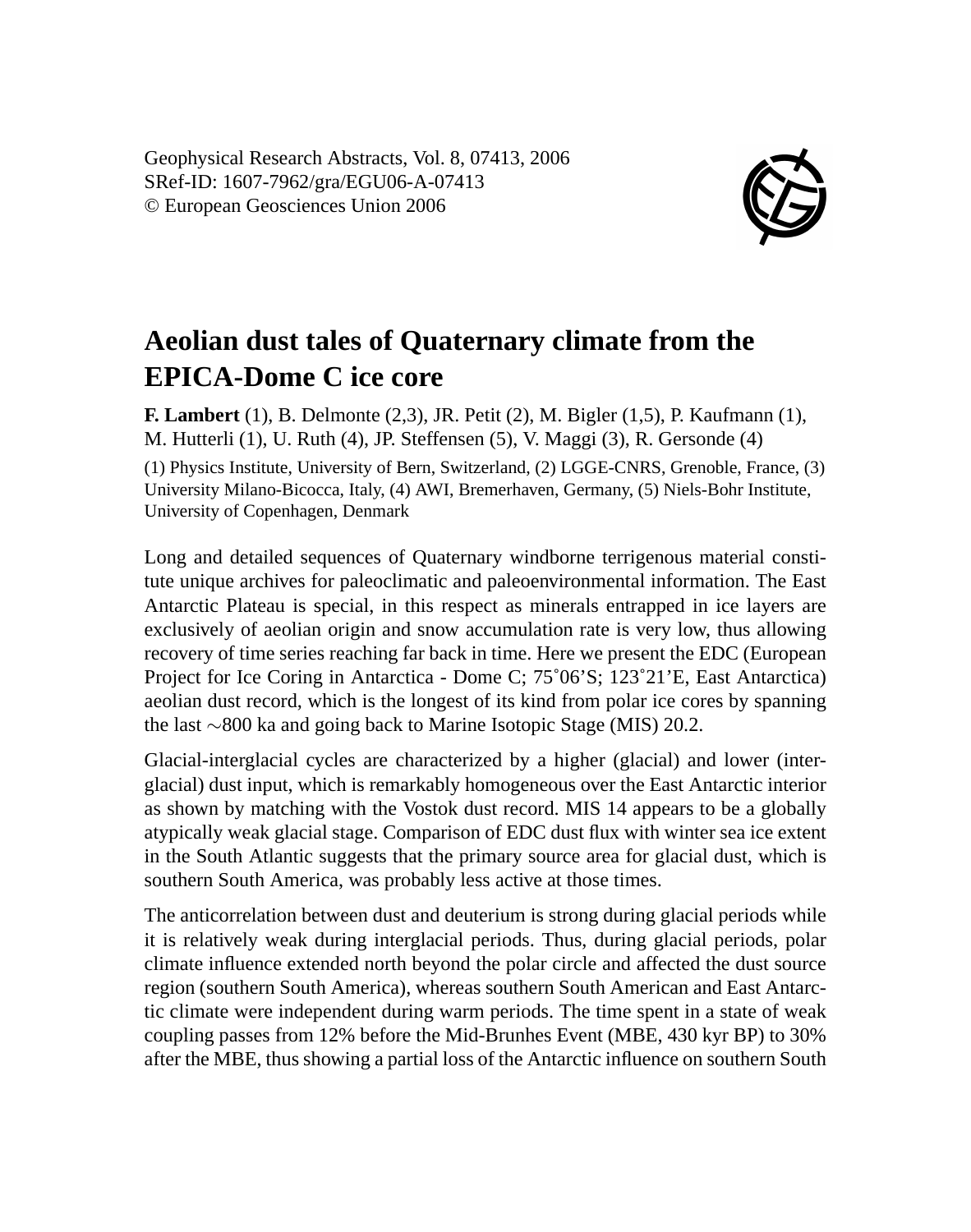Geophysical Research Abstracts, Vol. 8, 07413, 2006
SRef-ID: 1607-7962/gra/EGU06-A-07413
© European Geosciences Union 2006

# Aeolian dust tales of Quaternary climate from the EPICA-Dome C ice core

**F. Lambert** (1), B. Delmonte (2,3), JR. Petit (2), M. Bigler (1,5), P. Kaufmann (1), M. Hutterli (1), U. Ruth (4), JP. Steffensen (5), V. Maggi (3), R. Gersonde (4)

(1) Physics Institute, University of Bern, Switzerland, (2) LGGE-CNRS, Grenoble, France, (3) University Milano-Bicocca, Italy, (4) AWI, Bremerhaven, Germany, (5) Niels-Bohr Institute, University of Copenhagen, Denmark

Long and detailed sequences of Quaternary windborne terrigenous material constitute unique archives for paleoclimatic and paleoenvironmental information. The East Antarctic Plateau is special, in this respect as minerals entrapped in ice layers are exclusively of aeolian origin and snow accumulation rate is very low, thus allowing recovery of time series reaching far back in time. Here we present the EDC (European Project for Ice Coring in Antarctica - Dome C; 75˚06'S; 123˚21'E, East Antarctica) aeolian dust record, which is the longest of its kind from polar ice cores by spanning the last ∼800 ka and going back to Marine Isotopic Stage (MIS) 20.2.

Glacial-interglacial cycles are characterized by a higher (glacial) and lower (interglacial) dust input, which is remarkably homogeneous over the East Antarctic interior as shown by matching with the Vostok dust record. MIS 14 appears to be a globally atypically weak glacial stage. Comparison of EDC dust flux with winter sea ice extent in the South Atlantic suggests that the primary source area for glacial dust, which is southern South America, was probably less active at those times.

The anticorrelation between dust and deuterium is strong during glacial periods while it is relatively weak during interglacial periods. Thus, during glacial periods, polar climate influence extended north beyond the polar circle and affected the dust source region (southern South America), whereas southern South American and East Antarctic climate were independent during warm periods. The time spent in a state of weak coupling passes from 12% before the Mid-Brunhes Event (MBE, 430 kyr BP) to 30% after the MBE, thus showing a partial loss of the Antarctic influence on southern South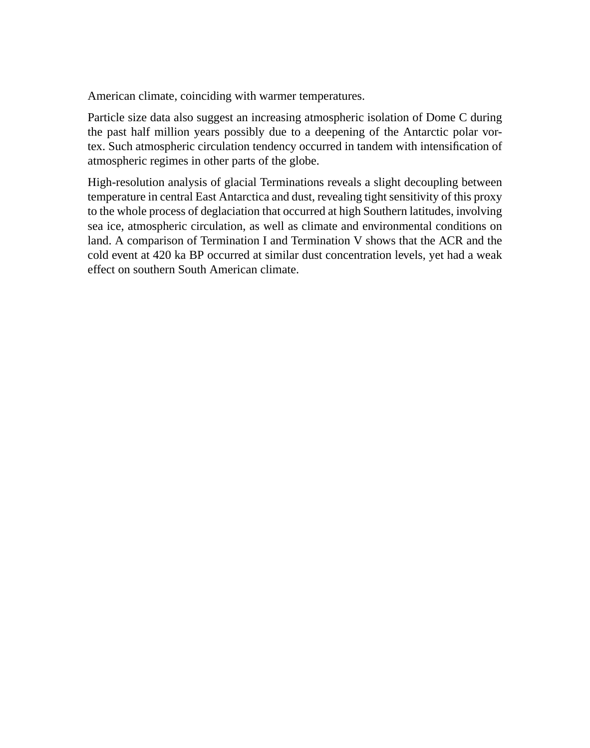American climate, coinciding with warmer temperatures.

Particle size data also suggest an increasing atmospheric isolation of Dome C during the past half million years possibly due to a deepening of the Antarctic polar vortex. Such atmospheric circulation tendency occurred in tandem with intensification of atmospheric regimes in other parts of the globe.

High-resolution analysis of glacial Terminations reveals a slight decoupling between temperature in central East Antarctica and dust, revealing tight sensitivity of this proxy to the whole process of deglaciation that occurred at high Southern latitudes, involving sea ice, atmospheric circulation, as well as climate and environmental conditions on land. A comparison of Termination I and Termination V shows that the ACR and the cold event at 420 ka BP occurred at similar dust concentration levels, yet had a weak effect on southern South American climate.